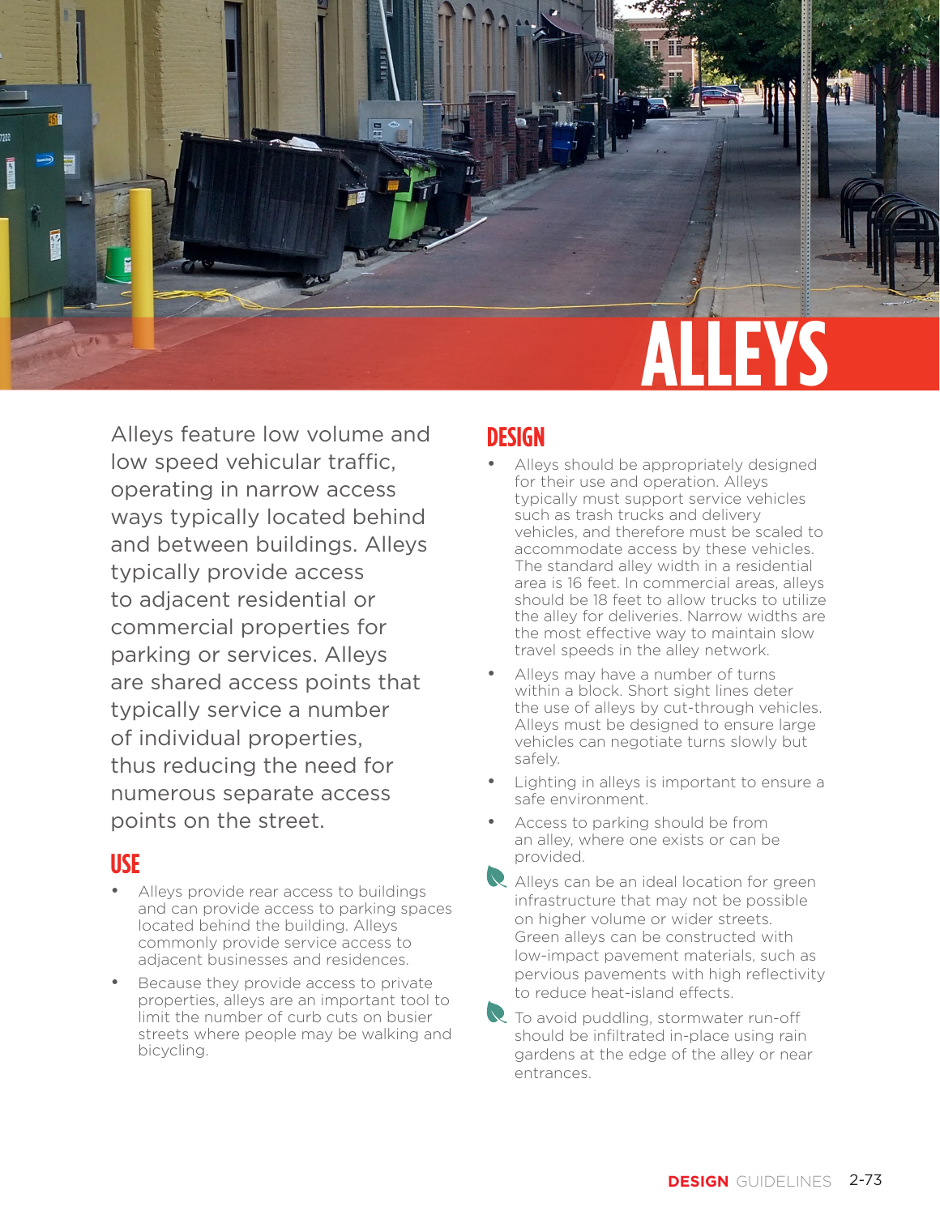# ALLEYS

Alleys feature low volume and low speed vehicular traffic, operating in narrow access ways typically located behind and between buildings. Alleys typically provide access to adjacent residential or commercial properties for parking or services. Alleys are shared access points that typically service a number of individual properties, thus reducing the need for numerous separate access points on the street.

## USE

- Alleys provide rear access to buildings and can provide access to parking spaces located behind the building. Alleys commonly provide service access to adjacent businesses and residences.
- Because they provide access to private properties, alleys are an important tool to limit the number of curb cuts on busier streets where people may be walking and bicycling.

## DESIGN

- Alleys should be appropriately designed for their use and operation. Alleys typically must support service vehicles such as trash trucks and delivery vehicles, and therefore must be scaled to accommodate access by these vehicles. The standard alley width in a residential area is 16 feet. In commercial areas, alleys should be 18 feet to allow trucks to utilize the alley for deliveries. Narrow widths are the most effective way to maintain slow travel speeds in the alley network.
- Alleys may have a number of turns within a block. Short sight lines deter the use of alleys by cut-through vehicles. Alleys must be designed to ensure large vehicles can negotiate turns slowly but safely.
- Lighting in alleys is important to ensure a safe environment.
- Access to parking should be from an alley, where one exists or can be provided.
- Alleys can be an ideal location for green infrastructure that may not be possible on higher volume or wider streets. Green alleys can be constructed with low-impact pavement materials, such as pervious pavements with high reflectivity to reduce heat-island effects.
- To avoid puddling, stormwater run-off should be infiltrated in-place using rain gardens at the edge of the alley or near entrances.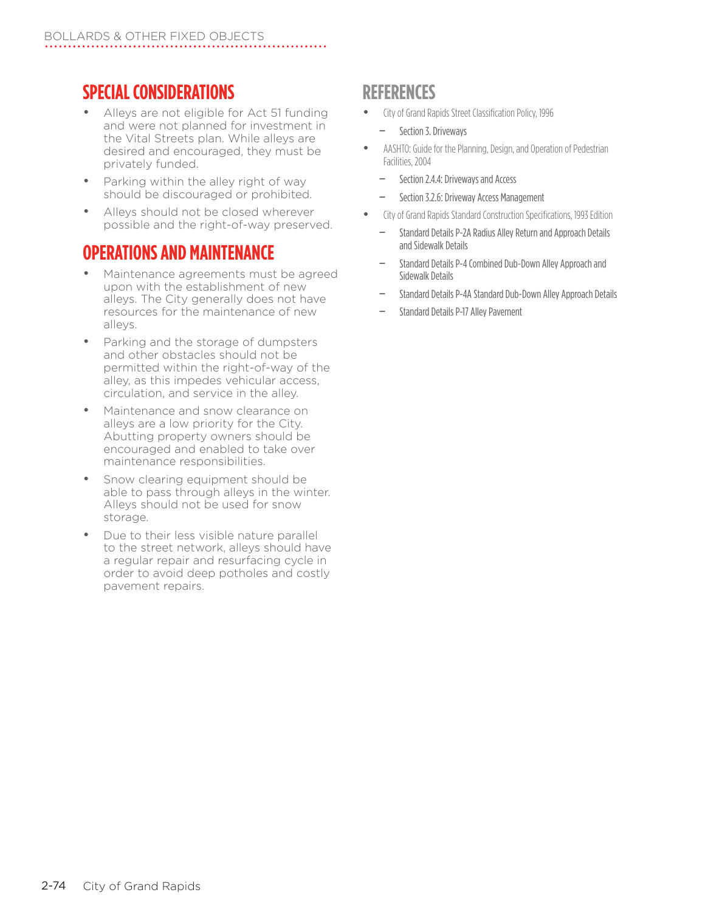## SPECIAL CONSIDERATIONS

- Alleys are not eligible for Act 51 funding and were not planned for investment in the Vital Streets plan. While alleys are desired and encouraged, they must be privately funded.
- Parking within the alley right of way should be discouraged or prohibited.
- Alleys should not be closed wherever possible and the right-of-way preserved.

## OPERATIONS AND MAINTENANCE

- Maintenance agreements must be agreed upon with the establishment of new alleys. The City generally does not have resources for the maintenance of new alleys.
- Parking and the storage of dumpsters and other obstacles should not be permitted within the right-of-way of the alley, as this impedes vehicular access, circulation, and service in the alley.
- Maintenance and snow clearance on alleys are a low priority for the City. Abutting property owners should be encouraged and enabled to take over maintenance responsibilities.
- Snow clearing equipment should be able to pass through alleys in the winter. Alleys should not be used for snow storage.
- Due to their less visible nature parallel to the street network, alleys should have a regular repair and resurfacing cycle in order to avoid deep potholes and costly pavement repairs.

## REFERENCES

- City of Grand Rapids Street Classification Policy, 1996
  - Section 3. Driveways
- AASHTO: Guide for the Planning, Design, and Operation of Pedestrian Facilities, 2004
  - Section 2.4.4: Driveways and Access
  - Section 3.2.6: Driveway Access Management
- City of Grand Rapids Standard Construction Specifications, 1993 Edition
  - Standard Details P-2A Radius Alley Return and Approach Details and Sidewalk Details
  - Standard Details P-4 Combined Dub-Down Alley Approach and Sidewalk Details
  - Standard Details P-4A Standard Dub-Down Alley Approach Details
  - Standard Details P-17 Alley Pavement